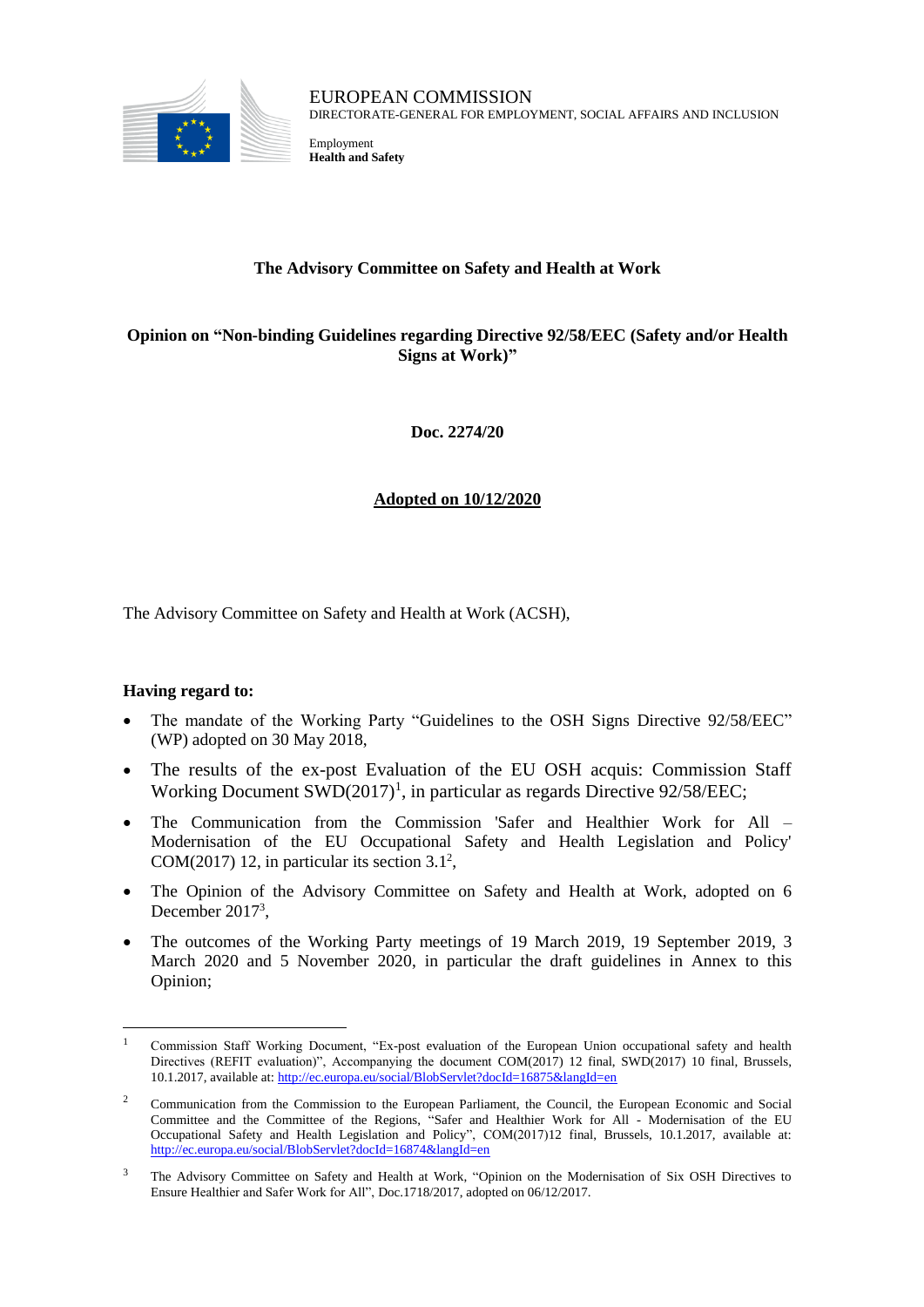EUROPEAN COMMISSION
DIRECTORATE-GENERAL FOR EMPLOYMENT, SOCIAL AFFAIRS AND INCLUSION

Employment
**Health and Safety**

# The Advisory Committee on Safety and Health at Work

## Opinion on "Non-binding Guidelines regarding Directive 92/58/EEC (Safety and/or Health Signs at Work)"

**Doc. 2274/20**

**Adopted on 10/12/2020**

The Advisory Committee on Safety and Health at Work (ACSH),

**Having regard to:**

- The mandate of the Working Party "Guidelines to the OSH Signs Directive 92/58/EEC" (WP) adopted on 30 May 2018,
- The results of the ex-post Evaluation of the EU OSH acquis: Commission Staff Working Document SWD(2017)[1], in particular as regards Directive 92/58/EEC;
- The Communication from the Commission 'Safer and Healthier Work for All – Modernisation of the EU Occupational Safety and Health Legislation and Policy' COM(2017) 12, in particular its section 3.1[2],
- The Opinion of the Advisory Committee on Safety and Health at Work, adopted on 6 December 2017[3],
- The outcomes of the Working Party meetings of 19 March 2019, 19 September 2019, 3 March 2020 and 5 November 2020, in particular the draft guidelines in Annex to this Opinion;

---

[1] Commission Staff Working Document, "Ex-post evaluation of the European Union occupational safety and health Directives (REFIT evaluation)", Accompanying the document COM(2017) 12 final, SWD(2017) 10 final, Brussels, 10.1.2017, available at: http://ec.europa.eu/social/BlobServlet?docId=16875&langId=en

[2] Communication from the Commission to the European Parliament, the Council, the European Economic and Social Committee and the Committee of the Regions, "Safer and Healthier Work for All - Modernisation of the EU Occupational Safety and Health Legislation and Policy", COM(2017)12 final, Brussels, 10.1.2017, available at: http://ec.europa.eu/social/BlobServlet?docId=16874&langId=en

[3] The Advisory Committee on Safety and Health at Work, "Opinion on the Modernisation of Six OSH Directives to Ensure Healthier and Safer Work for All", Doc.1718/2017, adopted on 06/12/2017.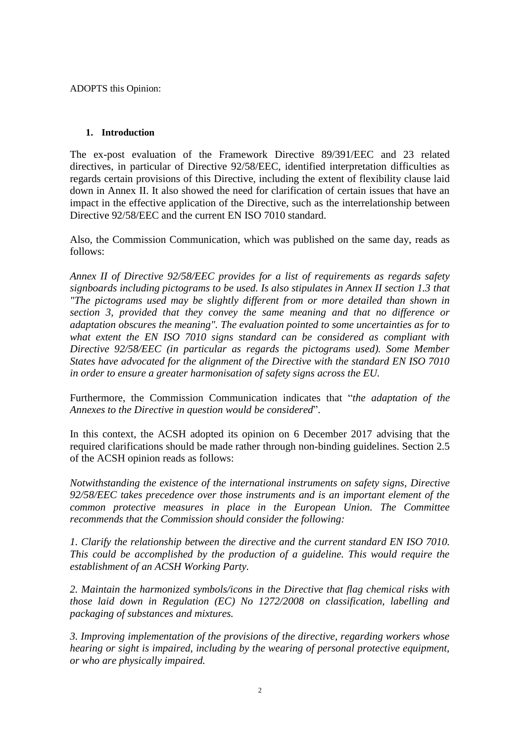ADOPTS this Opinion:

## 1. Introduction

The ex-post evaluation of the Framework Directive 89/391/EEC and 23 related directives, in particular of Directive 92/58/EEC, identified interpretation difficulties as regards certain provisions of this Directive, including the extent of flexibility clause laid down in Annex II. It also showed the need for clarification of certain issues that have an impact in the effective application of the Directive, such as the interrelationship between Directive 92/58/EEC and the current EN ISO 7010 standard.

Also, the Commission Communication, which was published on the same day, reads as follows:

*Annex II of Directive 92/58/EEC provides for a list of requirements as regards safety signboards including pictograms to be used. Is also stipulates in Annex II section 1.3 that "The pictograms used may be slightly different from or more detailed than shown in section 3, provided that they convey the same meaning and that no difference or adaptation obscures the meaning". The evaluation pointed to some uncertainties as for to what extent the EN ISO 7010 signs standard can be considered as compliant with Directive 92/58/EEC (in particular as regards the pictograms used). Some Member States have advocated for the alignment of the Directive with the standard EN ISO 7010 in order to ensure a greater harmonisation of safety signs across the EU.*

Furthermore, the Commission Communication indicates that "*the adaptation of the Annexes to the Directive in question would be considered*".

In this context, the ACSH adopted its opinion on 6 December 2017 advising that the required clarifications should be made rather through non-binding guidelines. Section 2.5 of the ACSH opinion reads as follows:

*Notwithstanding the existence of the international instruments on safety signs, Directive 92/58/EEC takes precedence over those instruments and is an important element of the common protective measures in place in the European Union. The Committee recommends that the Commission should consider the following:*

*1. Clarify the relationship between the directive and the current standard EN ISO 7010. This could be accomplished by the production of a guideline. This would require the establishment of an ACSH Working Party.*

*2. Maintain the harmonized symbols/icons in the Directive that flag chemical risks with those laid down in Regulation (EC) No 1272/2008 on classification, labelling and packaging of substances and mixtures.*

*3. Improving implementation of the provisions of the directive, regarding workers whose hearing or sight is impaired, including by the wearing of personal protective equipment, or who are physically impaired.*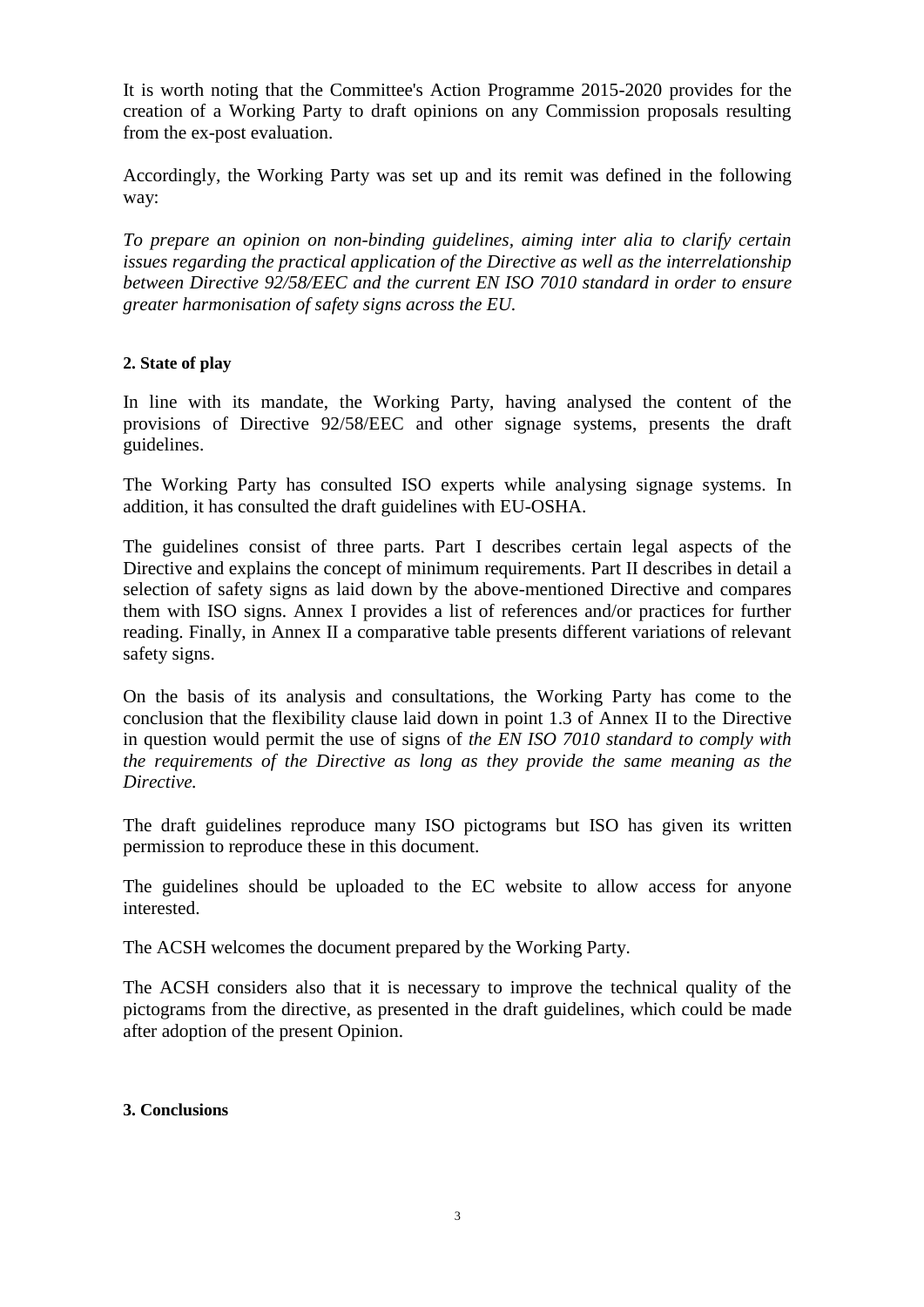It is worth noting that the Committee's Action Programme 2015-2020 provides for the creation of a Working Party to draft opinions on any Commission proposals resulting from the ex-post evaluation.

Accordingly, the Working Party was set up and its remit was defined in the following way:

*To prepare an opinion on non-binding guidelines, aiming inter alia to clarify certain issues regarding the practical application of the Directive as well as the interrelationship between Directive 92/58/EEC and the current EN ISO 7010 standard in order to ensure greater harmonisation of safety signs across the EU.*

**2. State of play**

In line with its mandate, the Working Party, having analysed the content of the provisions of Directive 92/58/EEC and other signage systems, presents the draft guidelines.

The Working Party has consulted ISO experts while analysing signage systems. In addition, it has consulted the draft guidelines with EU-OSHA.

The guidelines consist of three parts. Part I describes certain legal aspects of the Directive and explains the concept of minimum requirements. Part II describes in detail a selection of safety signs as laid down by the above-mentioned Directive and compares them with ISO signs. Annex I provides a list of references and/or practices for further reading. Finally, in Annex II a comparative table presents different variations of relevant safety signs.

On the basis of its analysis and consultations, the Working Party has come to the conclusion that the flexibility clause laid down in point 1.3 of Annex II to the Directive in question would permit the use of signs of *the EN ISO 7010 standard to comply with the requirements of the Directive as long as they provide the same meaning as the Directive.*

The draft guidelines reproduce many ISO pictograms but ISO has given its written permission to reproduce these in this document.

The guidelines should be uploaded to the EC website to allow access for anyone interested.

The ACSH welcomes the document prepared by the Working Party.

The ACSH considers also that it is necessary to improve the technical quality of the pictograms from the directive, as presented in the draft guidelines, which could be made after adoption of the present Opinion.

**3. Conclusions**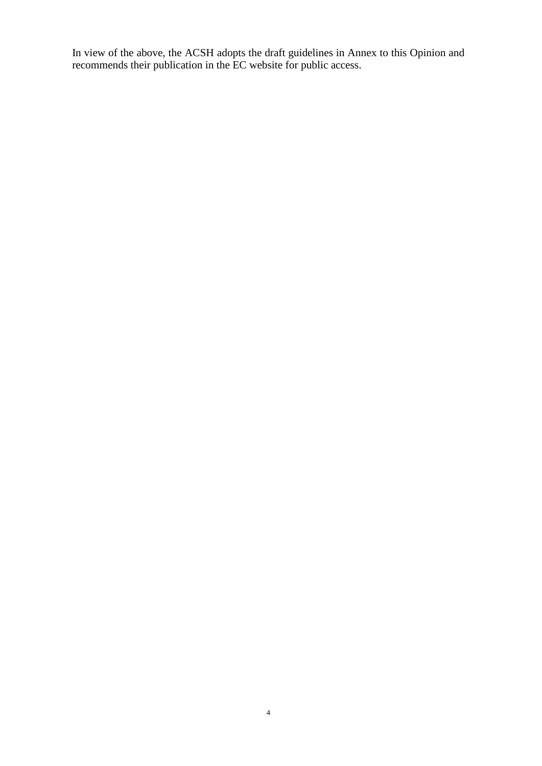In view of the above, the ACSH adopts the draft guidelines in Annex to this Opinion and recommends their publication in the EC website for public access.